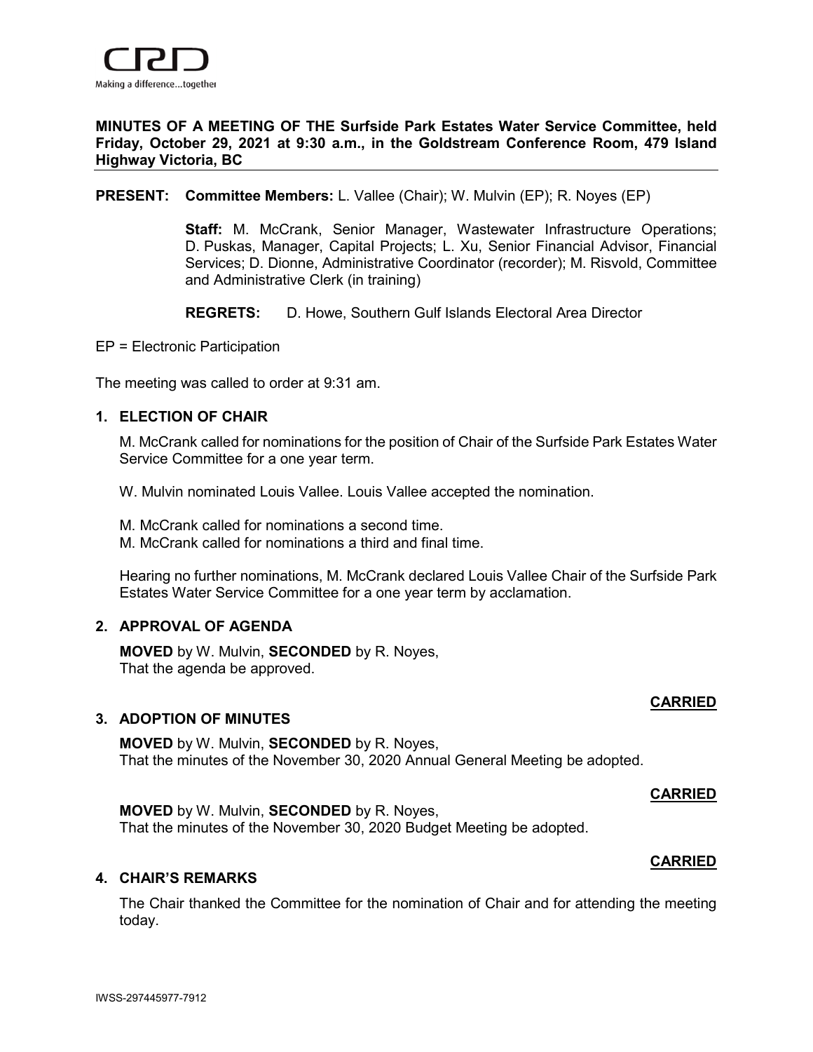**MINUTES OF A MEETING OF THE Surfside Park Estates Water Service Committee, held Friday, October 29, 2021 at 9:30 a.m., in the Goldstream Conference Room, 479 Island Highway Victoria, BC**

**PRESENT:** **Committee Members:** L. Vallee (Chair); W. Mulvin (EP); R. Noyes (EP)

**Staff:** M. McCrank, Senior Manager, Wastewater Infrastructure Operations; D. Puskas, Manager, Capital Projects; L. Xu, Senior Financial Advisor, Financial Services; D. Dionne, Administrative Coordinator (recorder); M. Risvold, Committee and Administrative Clerk (in training)

**REGRETS:** D. Howe, Southern Gulf Islands Electoral Area Director

EP = Electronic Participation

The meeting was called to order at 9:31 am.

## 1. ELECTION OF CHAIR

M. McCrank called for nominations for the position of Chair of the Surfside Park Estates Water Service Committee for a one year term.

W. Mulvin nominated Louis Vallee. Louis Vallee accepted the nomination.

M. McCrank called for nominations a second time.
M. McCrank called for nominations a third and final time.

Hearing no further nominations, M. McCrank declared Louis Vallee Chair of the Surfside Park Estates Water Service Committee for a one year term by acclamation.

## 2. APPROVAL OF AGENDA

**MOVED** by W. Mulvin, **SECONDED** by R. Noyes,
That the agenda be approved.

**CARRIED**

## 3. ADOPTION OF MINUTES

**MOVED** by W. Mulvin, **SECONDED** by R. Noyes,
That the minutes of the November 30, 2020 Annual General Meeting be adopted.

**CARRIED**

**MOVED** by W. Mulvin, **SECONDED** by R. Noyes,
That the minutes of the November 30, 2020 Budget Meeting be adopted.

**CARRIED**

## 4. CHAIR'S REMARKS

The Chair thanked the Committee for the nomination of Chair and for attending the meeting today.

IWSS-297445977-7912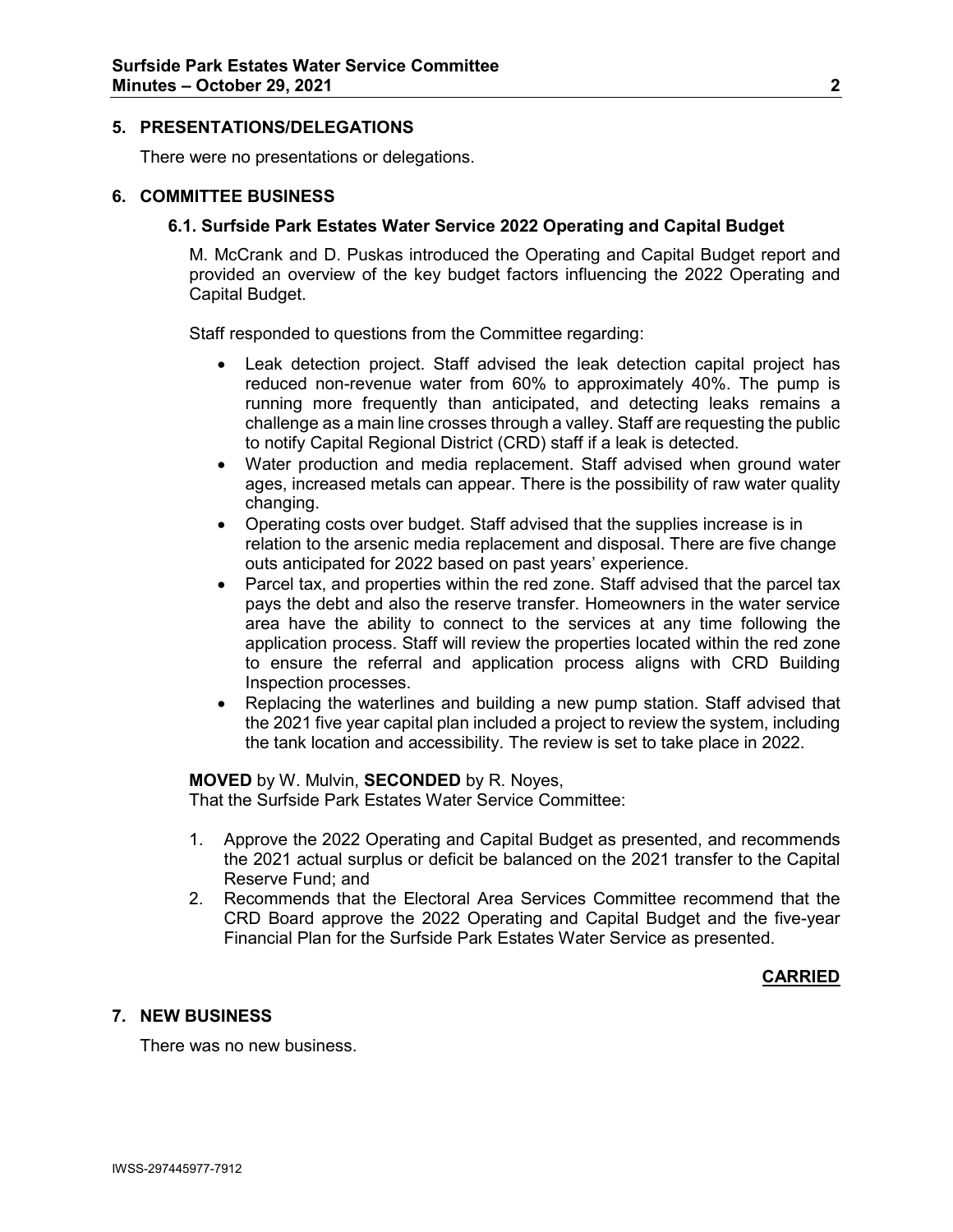## 5. PRESENTATIONS/DELEGATIONS

There were no presentations or delegations.

## 6. COMMITTEE BUSINESS

### 6.1. Surfside Park Estates Water Service 2022 Operating and Capital Budget

M. McCrank and D. Puskas introduced the Operating and Capital Budget report and provided an overview of the key budget factors influencing the 2022 Operating and Capital Budget.

Staff responded to questions from the Committee regarding:

- Leak detection project. Staff advised the leak detection capital project has reduced non-revenue water from 60% to approximately 40%. The pump is running more frequently than anticipated, and detecting leaks remains a challenge as a main line crosses through a valley. Staff are requesting the public to notify Capital Regional District (CRD) staff if a leak is detected.
- Water production and media replacement. Staff advised when ground water ages, increased metals can appear. There is the possibility of raw water quality changing.
- Operating costs over budget. Staff advised that the supplies increase is in relation to the arsenic media replacement and disposal. There are five change outs anticipated for 2022 based on past years' experience.
- Parcel tax, and properties within the red zone. Staff advised that the parcel tax pays the debt and also the reserve transfer. Homeowners in the water service area have the ability to connect to the services at any time following the application process. Staff will review the properties located within the red zone to ensure the referral and application process aligns with CRD Building Inspection processes.
- Replacing the waterlines and building a new pump station. Staff advised that the 2021 five year capital plan included a project to review the system, including the tank location and accessibility. The review is set to take place in 2022.

**MOVED** by W. Mulvin, **SECONDED** by R. Noyes,
That the Surfside Park Estates Water Service Committee:

1. Approve the 2022 Operating and Capital Budget as presented, and recommends the 2021 actual surplus or deficit be balanced on the 2021 transfer to the Capital Reserve Fund; and
2. Recommends that the Electoral Area Services Committee recommend that the CRD Board approve the 2022 Operating and Capital Budget and the five-year Financial Plan for the Surfside Park Estates Water Service as presented.

**CARRIED**

## 7. NEW BUSINESS

There was no new business.

IWSS-297445977-7912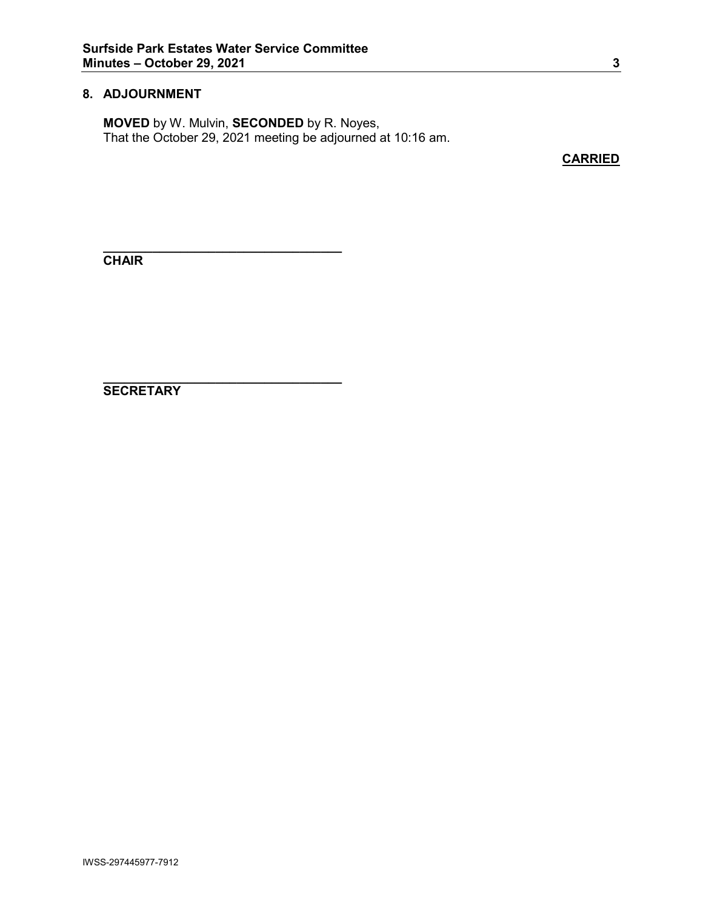## 8. ADJOURNMENT

**MOVED** by W. Mulvin, **SECONDED** by R. Noyes,
That the October 29, 2021 meeting be adjourned at 10:16 am.

**CARRIED**

___________________________________
**CHAIR**

___________________________________
**SECRETARY**

IWSS-297445977-7912